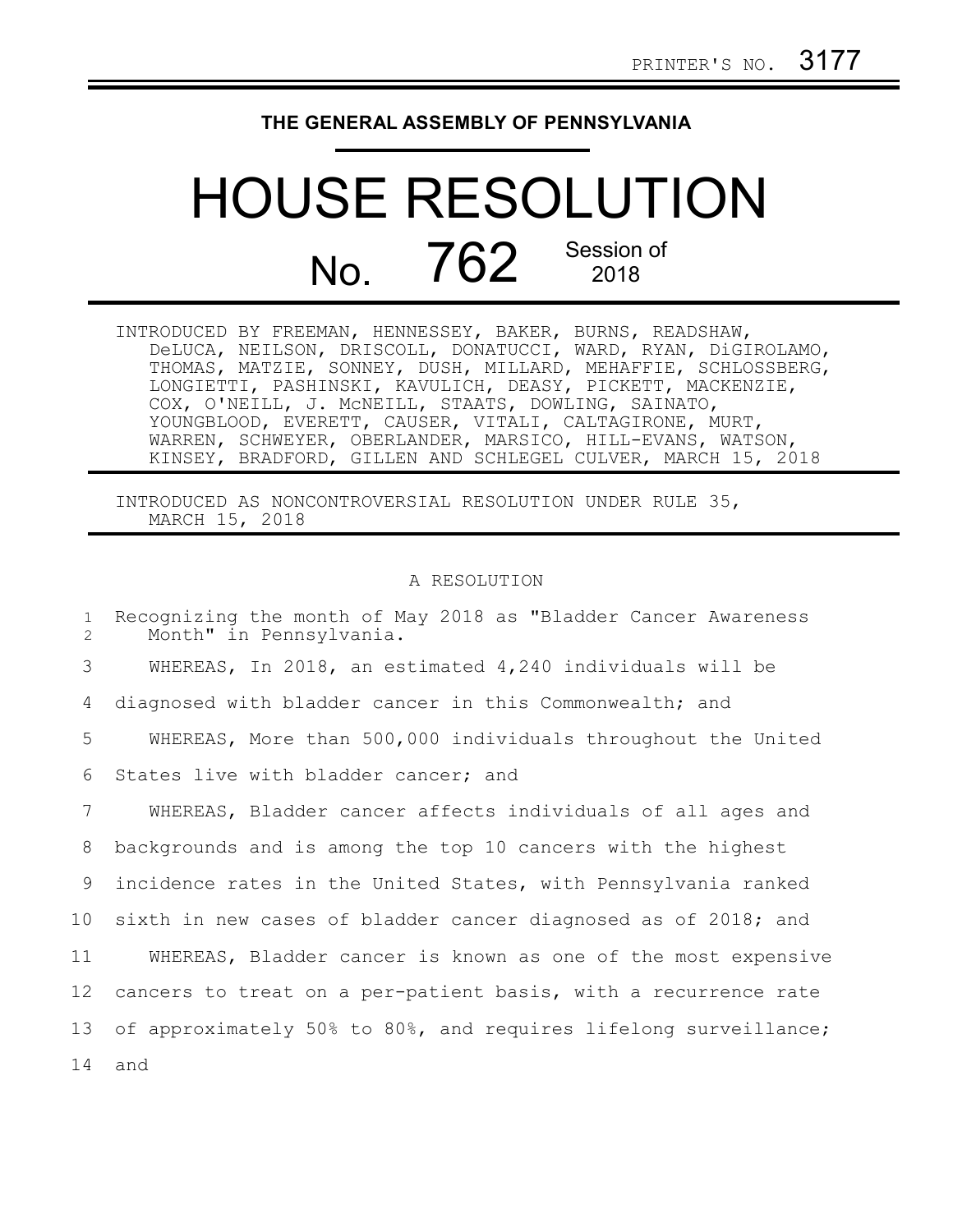PRINTER'S NO. 3177

# THE GENERAL ASSEMBLY OF PENNSYLVANIA

# HOUSE RESOLUTION

## No. 762 Session of 2018

INTRODUCED BY FREEMAN, HENNESSEY, BAKER, BURNS, READSHAW, DeLUCA, NEILSON, DRISCOLL, DONATUCCI, WARD, RYAN, DiGIROLAMO, THOMAS, MATZIE, SONNEY, DUSH, MILLARD, MEHAFFIE, SCHLOSSBERG, LONGIETTI, PASHINSKI, KAVULICH, DEASY, PICKETT, MACKENZIE, COX, O'NEILL, J. McNEILL, STAATS, DOWLING, SAINATO, YOUNGBLOOD, EVERETT, CAUSER, VITALI, CALTAGIRONE, MURT, WARREN, SCHWEYER, OBERLANDER, MARSICO, HILL-EVANS, WATSON, KINSEY, BRADFORD, GILLEN AND SCHLEGEL CULVER, MARCH 15, 2018

INTRODUCED AS NONCONTROVERSIAL RESOLUTION UNDER RULE 35, MARCH 15, 2018

A RESOLUTION

Recognizing the month of May 2018 as "Bladder Cancer Awareness Month" in Pennsylvania.

WHEREAS, In 2018, an estimated 4,240 individuals will be diagnosed with bladder cancer in this Commonwealth; and

WHEREAS, More than 500,000 individuals throughout the United States live with bladder cancer; and

WHEREAS, Bladder cancer affects individuals of all ages and backgrounds and is among the top 10 cancers with the highest incidence rates in the United States, with Pennsylvania ranked sixth in new cases of bladder cancer diagnosed as of 2018; and

WHEREAS, Bladder cancer is known as one of the most expensive cancers to treat on a per-patient basis, with a recurrence rate of approximately 50% to 80%, and requires lifelong surveillance; and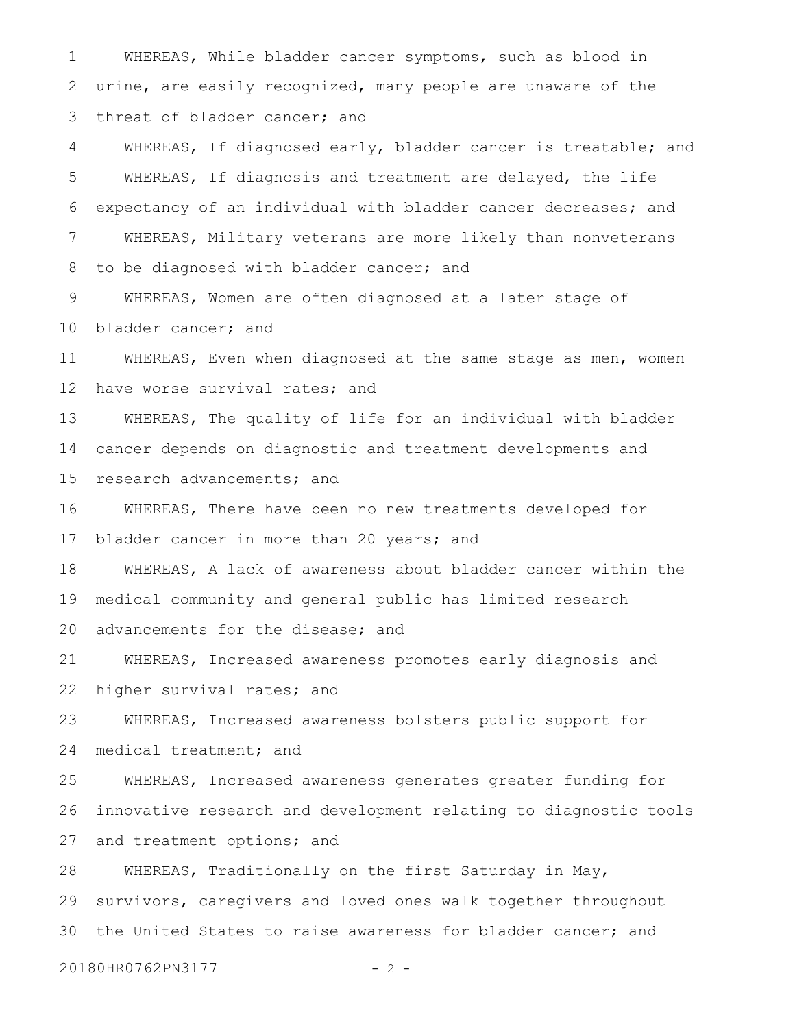WHEREAS, While bladder cancer symptoms, such as blood in urine, are easily recognized, many people are unaware of the threat of bladder cancer; and

WHEREAS, If diagnosed early, bladder cancer is treatable; and

WHEREAS, If diagnosis and treatment are delayed, the life expectancy of an individual with bladder cancer decreases; and

WHEREAS, Military veterans are more likely than nonveterans to be diagnosed with bladder cancer; and

WHEREAS, Women are often diagnosed at a later stage of bladder cancer; and

WHEREAS, Even when diagnosed at the same stage as men, women have worse survival rates; and

WHEREAS, The quality of life for an individual with bladder cancer depends on diagnostic and treatment developments and research advancements; and

WHEREAS, There have been no new treatments developed for bladder cancer in more than 20 years; and

WHEREAS, A lack of awareness about bladder cancer within the medical community and general public has limited research advancements for the disease; and

WHEREAS, Increased awareness promotes early diagnosis and higher survival rates; and

WHEREAS, Increased awareness bolsters public support for medical treatment; and

WHEREAS, Increased awareness generates greater funding for innovative research and development relating to diagnostic tools and treatment options; and

WHEREAS, Traditionally on the first Saturday in May, survivors, caregivers and loved ones walk together throughout the United States to raise awareness for bladder cancer; and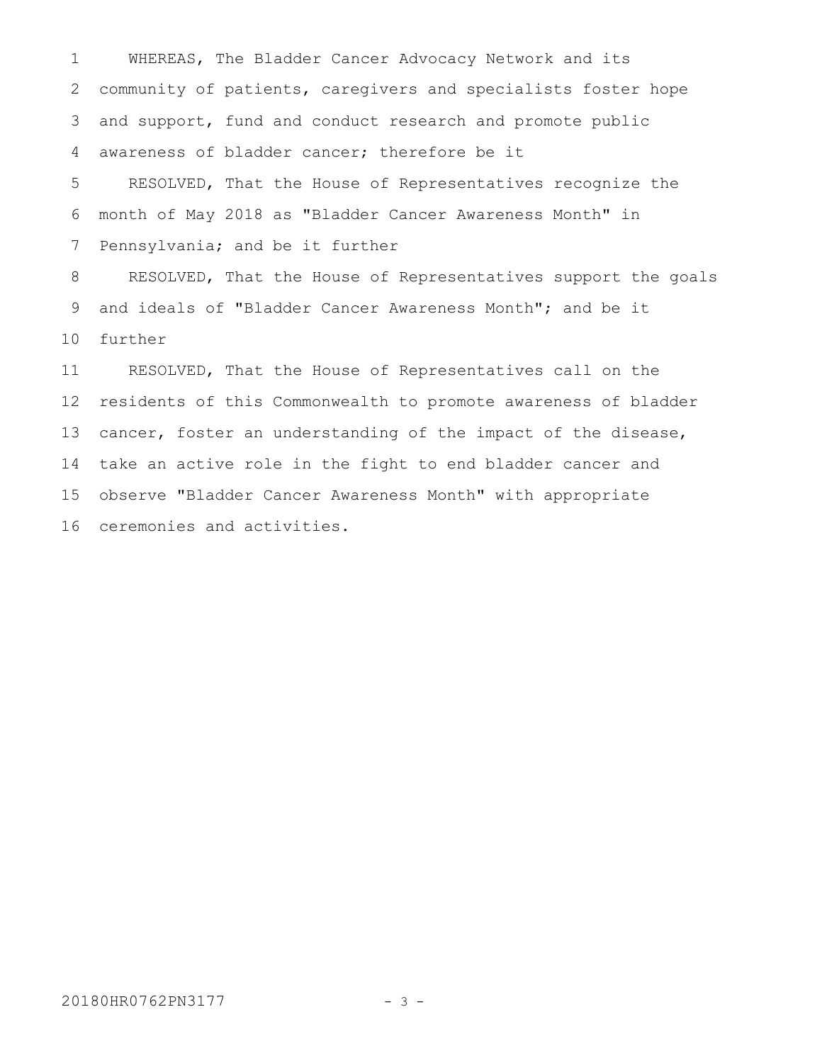WHEREAS, The Bladder Cancer Advocacy Network and its community of patients, caregivers and specialists foster hope and support, fund and conduct research and promote public awareness of bladder cancer; therefore be it

RESOLVED, That the House of Representatives recognize the month of May 2018 as "Bladder Cancer Awareness Month" in Pennsylvania; and be it further

RESOLVED, That the House of Representatives support the goals and ideals of "Bladder Cancer Awareness Month"; and be it further

RESOLVED, That the House of Representatives call on the residents of this Commonwealth to promote awareness of bladder cancer, foster an understanding of the impact of the disease, take an active role in the fight to end bladder cancer and observe "Bladder Cancer Awareness Month" with appropriate ceremonies and activities.